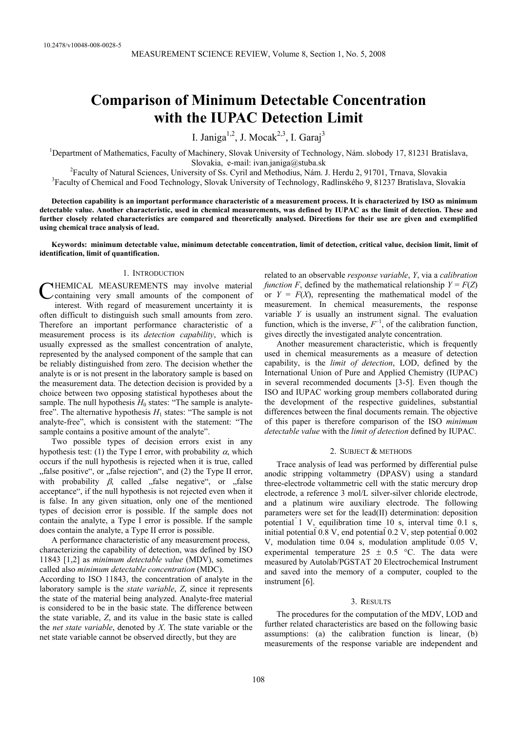10.2478/v10048-008-0028-5

# Comparison of Minimum Detectable Concentration with the IUPAC Detection Limit

I. Janiga[1,2], J. Mocak[2,3], I. Garaj[3]

[1]Department of Mathematics, Faculty of Machinery, Slovak University of Technology, Nám. slobody 17, 81231 Bratislava, Slovakia, e-mail: ivan.janiga@stuba.sk

[2]Faculty of Natural Sciences, University of Ss. Cyril and Methodius, Nám. J. Herdu 2, 91701, Trnava, Slovakia

[3]Faculty of Chemical and Food Technology, Slovak University of Technology, Radlinského 9, 81237 Bratislava, Slovakia

**Detection capability is an important performance characteristic of a measurement process. It is characterized by ISO as minimum detectable value. Another characteristic, used in chemical measurements, was defined by IUPAC as the limit of detection. These and further closely related characteristics are compared and theoretically analysed. Directions for their use are given and exemplified using chemical trace analysis of lead.**

**Keywords: minimum detectable value, minimum detectable concentration, limit of detection, critical value, decision limit, limit of identification, limit of quantification.**

## 1. Introduction

CHEMICAL MEASUREMENTS may involve material containing very small amounts of the component of interest. With regard of measurement uncertainty it is often difficult to distinguish such small amounts from zero. Therefore an important performance characteristic of a measurement process is its *detection capability*, which is usually expressed as the smallest concentration of analyte, represented by the analysed component of the sample that can be reliably distinguished from zero. The decision whether the analyte is or is not present in the laboratory sample is based on the measurement data. The detection decision is provided by a choice between two opposing statistical hypotheses about the sample. The null hypothesis $H_0$ states: "The sample is analyte-free". The alternative hypothesis $H_1$ states: "The sample is not analyte-free", which is consistent with the statement: "The sample contains a positive amount of the analyte".

Two possible types of decision errors exist in any hypothesis test: (1) the Type I error, with probability $\alpha$, which occurs if the null hypothesis is rejected when it is true, called „false positive", or „false rejection", and (2) the Type II error, with probability $\beta$, called „false negative", or „false acceptance", if the null hypothesis is not rejected even when it is false. In any given situation, only one of the mentioned types of decision error is possible. If the sample does not contain the analyte, a Type I error is possible. If the sample does contain the analyte, a Type II error is possible.

A performance characteristic of any measurement process, characterizing the capability of detection, was defined by ISO 11843 [1,2] as *minimum detectable value* (MDV), sometimes called also *minimum detectable concentration* (MDC).
According to ISO 11843, the concentration of analyte in the laboratory sample is the *state variable*, *Z*, since it represents the state of the material being analyzed. Analyte-free material is considered to be in the basic state. The difference between the state variable, *Z*, and its value in the basic state is called the *net state variable*, denoted by *X*. The state variable or the net state variable cannot be observed directly, but they are related to an observable *response variable*, *Y*, via a *calibration function F*, defined by the mathematical relationship $Y = F(Z)$ or $Y = F(X)$, representing the mathematical model of the measurement. In chemical measurements, the response variable *Y* is usually an instrument signal. The evaluation function, which is the inverse, $F^{-1}$, of the calibration function, gives directly the investigated analyte concentration.

Another measurement characteristic, which is frequently used in chemical measurements as a measure of detection capability, is the *limit of detection*, LOD, defined by the International Union of Pure and Applied Chemistry (IUPAC) in several recommended documents [3-5]. Even though the ISO and IUPAC working group members collaborated during the development of the respective guidelines, substantial differences between the final documents remain. The objective of this paper is therefore comparison of the ISO *minimum detectable value* with the *limit of detection* defined by IUPAC.

## 2. Subject & methods

Trace analysis of lead was performed by differential pulse anodic stripping voltammetry (DPASV) using a standard three-electrode voltammetric cell with the static mercury drop electrode, a reference 3 mol/L silver-silver chloride electrode, and a platinum wire auxiliary electrode. The following parameters were set for the lead(II) determination: deposition potential ̶ 1 V, equilibration time 10 s, interval time 0.1 s, initial potential ̶ 0.8 V, end potential ̶ 0.2 V, step potential ̶ 0.002 V, modulation time 0.04 s, modulation amplitude ̶ 0.05 V, experimental temperature 25 ± 0.5 °C. The data were measured by Autolab/PGSTAT 20 Electrochemical Instrument and saved into the memory of a computer, coupled to the instrument [6].

## 3. Results

The procedures for the computation of the MDV, LOD and further related characteristics are based on the following basic assumptions: (a) the calibration function is linear, (b) measurements of the response variable are independent and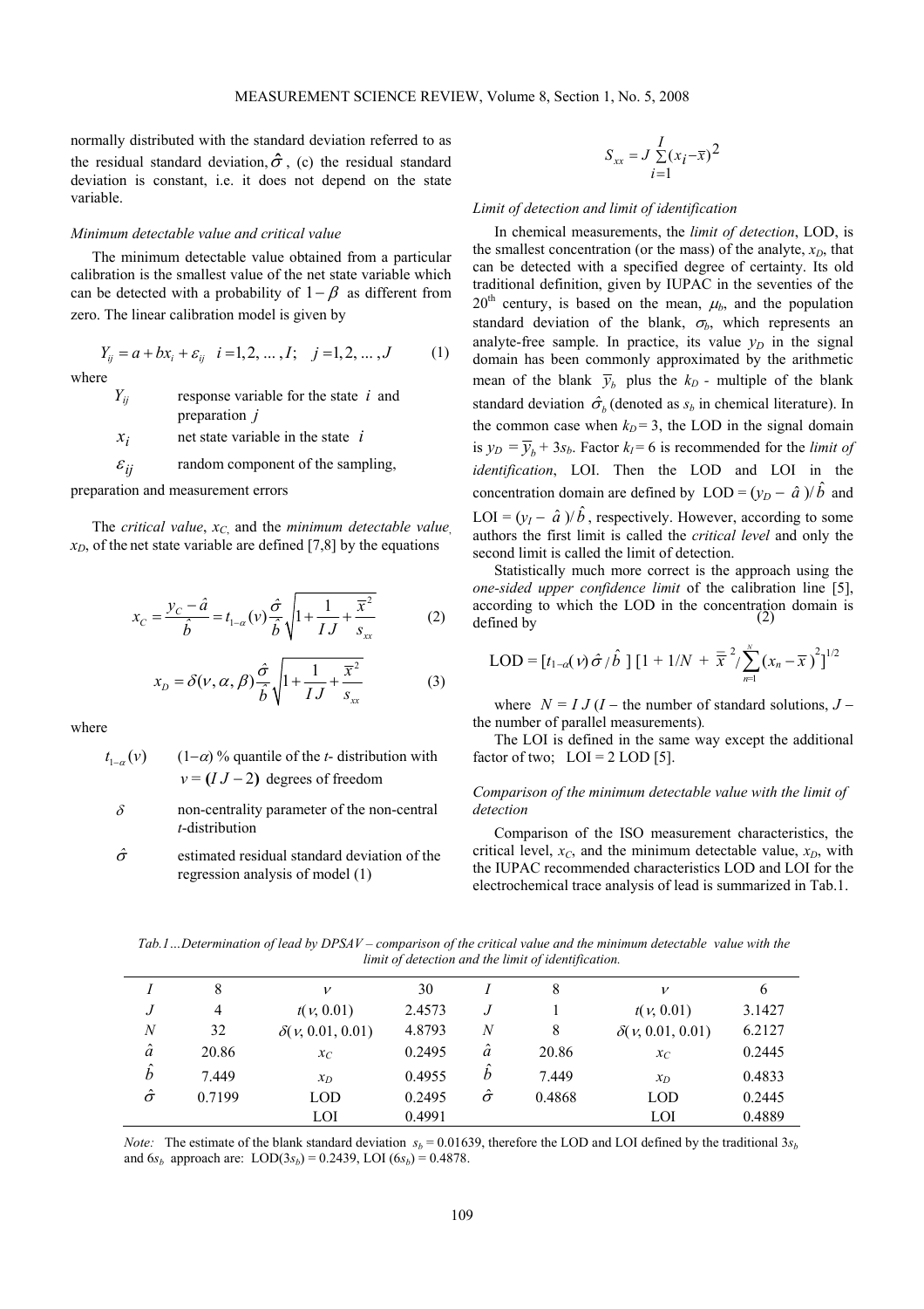normally distributed with the standard deviation referred to as the residual standard deviation, $\hat{\sigma}$, (c) the residual standard deviation is constant, i.e. it does not depend on the state variable.

*Minimum detectable value and critical value*

The minimum detectable value obtained from a particular calibration is the smallest value of the net state variable which can be detected with a probability of $1-\beta$ as different from zero. The linear calibration model is given by

$$Y_{ij} = a + bx_i + \varepsilon_{ij} \quad i = 1, 2, \ldots, I; \quad j = 1, 2, \ldots, J \tag{1}$$

where

- $Y_{ij}$ — response variable for the state $i$ and preparation $j$
- $x_i$ — net state variable in the state $i$
- $\varepsilon_{ij}$ — random component of the sampling, preparation and measurement errors

The *critical value*, $x_C$, and the *minimum detectable value*, $x_D$, of the net state variable are defined [7,8] by the equations

$$x_C = \frac{y_C - \hat{a}}{\hat{b}} = t_{1-\alpha}(\nu)\frac{\hat{\sigma}}{\hat{b}}\sqrt{1 + \frac{1}{IJ} + \frac{\overline{x}^2}{s_{xx}}} \tag{2}$$

$$x_D = \delta(\nu, \alpha, \beta)\frac{\hat{\sigma}}{\hat{b}}\sqrt{1 + \frac{1}{IJ} + \frac{\overline{x}^2}{s_{xx}}} \tag{3}$$

where

- $t_{1-\alpha}(\nu)$ — $(1-\alpha)$ % quantile of the *t*- distribution with $\nu = (IJ-2)$ degrees of freedom
- $\delta$ — non-centrality parameter of the non-central *t*-distribution
- $\hat{\sigma}$ — estimated residual standard deviation of the regression analysis of model (1)

$$S_{xx} = J\sum_{i=1}^{I}(x_i - \overline{x})^2$$

*Limit of detection and limit of identification*

In chemical measurements, the *limit of detection*, LOD, is the smallest concentration (or the mass) of the analyte, $x_D$, that can be detected with a specified degree of certainty. Its old traditional definition, given by IUPAC in the seventies of the 20th century, is based on the mean, $\mu_b$, and the population standard deviation of the blank, $\sigma_b$, which represents an analyte-free sample. In practice, its value $y_D$ in the signal domain has been commonly approximated by the arithmetic mean of the blank $\overline{y}_b$ plus the $k_D$ - multiple of the blank standard deviation $\hat{\sigma}_b$ (denoted as $s_b$ in chemical literature). In the common case when $k_D = 3$, the LOD in the signal domain is $y_D = \overline{y}_b + 3s_b$. Factor $k_I = 6$ is recommended for the *limit of identification*, LOI. Then the LOD and LOI in the concentration domain are defined by LOD = $(y_D - \hat{a})/\hat{b}$ and LOI = $(y_I - \hat{a})/\hat{b}$, respectively. However, according to some authors the first limit is called the *critical level* and only the second limit is called the limit of detection.

Statistically much more correct is the approach using the *one-sided upper confidence limit* of the calibration line [5], according to which the LOD in the concentration domain is defined by

$$\text{LOD} = [t_{1-\alpha}(\nu)\,\hat{\sigma}/\hat{b}\,]\,[1 + 1/N + \overline{\overline{x}}^{\,2}/\sum_{n=1}^{N}(x_n - \overline{\overline{x}})^2]^{1/2} \tag{2}$$

where $N = IJ$ ($I$ – the number of standard solutions, $J$ – the number of parallel measurements).

The LOI is defined in the same way except the additional factor of two; LOI = 2 LOD [5].

*Comparison of the minimum detectable value with the limit of detection*

Comparison of the ISO measurement characteristics, the critical level, $x_C$, and the minimum detectable value, $x_D$, with the IUPAC recommended characteristics LOD and LOI for the electrochemical trace analysis of lead is summarized in Tab.1.

*Tab.1…Determination of lead by DPSAV – comparison of the critical value and the minimum detectable value with the limit of detection and the limit of identification.*

| $I$ | 8 | $\nu$ | 30 | $I$ | 8 | $\nu$ | 6 |
|---|---|---|---|---|---|---|---|
| $J$ | 4 | $t(\nu, 0.01)$ | 2.4573 | $J$ | 1 | $t(\nu, 0.01)$ | 3.1427 |
| $N$ | 32 | $\delta(\nu, 0.01, 0.01)$ | 4.8793 | $N$ | 8 | $\delta(\nu, 0.01, 0.01)$ | 6.2127 |
| $\hat{a}$ | 20.86 | $x_C$ | 0.2495 | $\hat{a}$ | 20.86 | $x_C$ | 0.2445 |
| $\hat{b}$ | 7.449 | $x_D$ | 0.4955 | $\hat{b}$ | 7.449 | $x_D$ | 0.4833 |
| $\hat{\sigma}$ | 0.7199 | LOD | 0.2495 | $\hat{\sigma}$ | 0.4868 | LOD | 0.2445 |
| | | LOI | 0.4991 | | | LOI | 0.4889 |

*Note:* The estimate of the blank standard deviation $s_b = 0.01639$, therefore the LOD and LOI defined by the traditional $3s_b$ and $6s_b$ approach are: LOD($3s_b$) = 0.2439, LOI ($6s_b$) = 0.4878.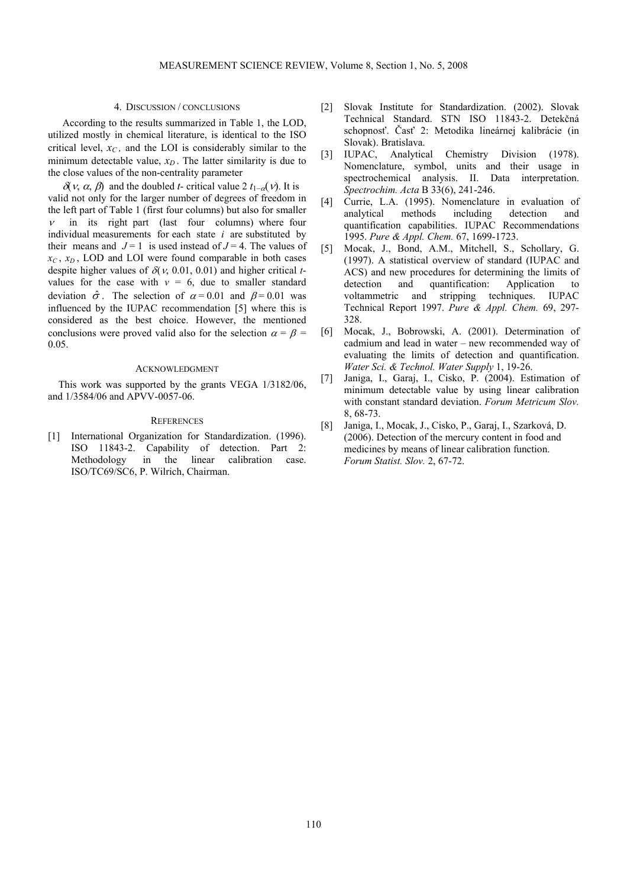## 4. Discussion / conclusions

According to the results summarized in Table 1, the LOD, utilized mostly in chemical literature, is identical to the ISO critical level, $x_C$, and the LOI is considerably similar to the minimum detectable value, $x_D$. The latter similarity is due to the close values of the non-centrality parameter

$\delta(\nu, \alpha, \beta)$ and the doubled $t$- critical value $2\, t_{1-\alpha}(\nu)$. It is valid not only for the larger number of degrees of freedom in the left part of Table 1 (first four columns) but also for smaller $\nu$ in its right part (last four columns) where four individual measurements for each state $i$ are substituted by their means and $J = 1$ is used instead of $J = 4$. The values of $x_C$, $x_D$, LOD and LOI were found comparable in both cases despite higher values of $\delta(\nu, 0.01, 0.01)$ and higher critical $t$-values for the case with $\nu = 6$, due to smaller standard deviation $\hat{\sigma}$. The selection of $\alpha = 0.01$ and $\beta = 0.01$ was influenced by the IUPAC recommendation [5] where this is considered as the best choice. However, the mentioned conclusions were proved valid also for the selection $\alpha = \beta = 0.05$.

## Acknowledgment

This work was supported by the grants VEGA 1/3182/06, and 1/3584/06 and APVV-0057-06.

## References

[1] International Organization for Standardization. (1996). ISO 11843-2. Capability of detection. Part 2: Methodology in the linear calibration case. ISO/TC69/SC6, P. Wilrich, Chairman.

[2] Slovak Institute for Standardization. (2002). Slovak Technical Standard. STN ISO 11843-2. Detekčná schopnosť. Časť 2: Metodika lineárnej kalibrácie (in Slovak). Bratislava.

[3] IUPAC, Analytical Chemistry Division (1978). Nomenclature, symbol, units and their usage in spectrochemical analysis. II. Data interpretation. *Spectrochim. Acta* B 33(6), 241-246.

[4] Currie, L.A. (1995). Nomenclature in evaluation of analytical methods including detection and quantification capabilities. IUPAC Recommendations 1995. *Pure & Appl. Chem.* 67, 1699-1723.

[5] Mocak, J., Bond, A.M., Mitchell, S., Schollary, G. (1997). A statistical overview of standard (IUPAC and ACS) and new procedures for determining the limits of detection and quantification: Application to voltammetric and stripping techniques. IUPAC Technical Report 1997. *Pure & Appl. Chem.* 69, 297-328.

[6] Mocak, J., Bobrowski, A. (2001). Determination of cadmium and lead in water – new recommended way of evaluating the limits of detection and quantification. *Water Sci. & Technol. Water Supply* 1, 19-26.

[7] Janiga, I., Garaj, I., Cisko, P. (2004). Estimation of minimum detectable value by using linear calibration with constant standard deviation. *Forum Metricum Slov.* 8, 68-73.

[8] Janiga, I., Mocak, J., Cisko, P., Garaj, I., Szarková, D. (2006). Detection of the mercury content in food and medicines by means of linear calibration function. *Forum Statist. Slov.* 2, 67-72.